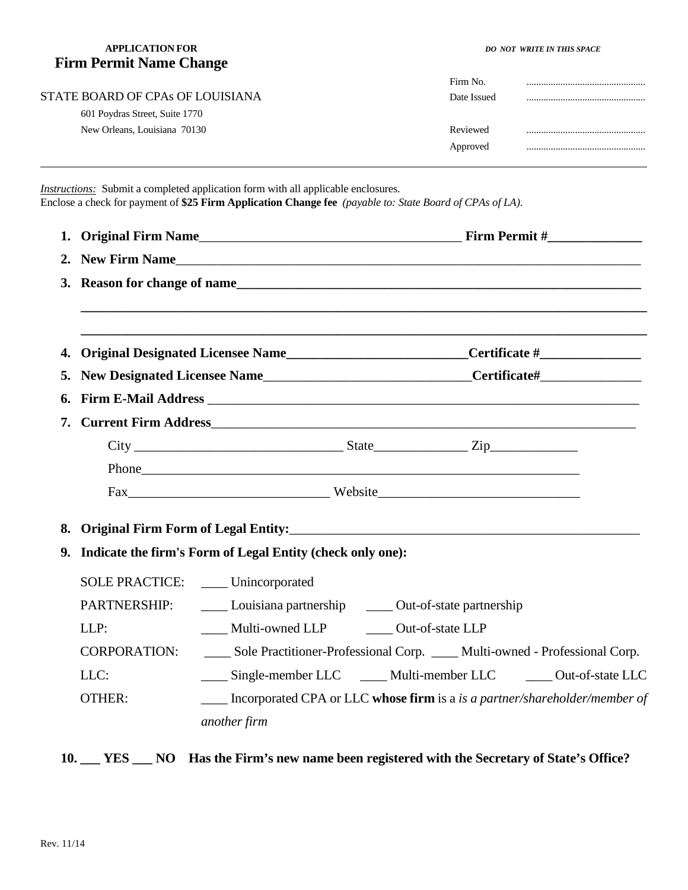**APPLICATION FOR**

# Firm Permit Name Change

STATE BOARD OF CPAs OF LOUISIANA
601 Poydras Street, Suite 1770
New Orleans, Louisiana 70130

***DO NOT WRITE IN THIS SPACE***

Firm No. ................................................
Date Issued ................................................
Reviewed ................................................
Approved ................................................

---

*Instructions:* Submit a completed application form with all applicable enclosures.
Enclose a check for payment of **$25 Firm Application Change fee** *(payable to: State Board of CPAs of LA).*

1. **Original Firm Name**_______________________________________ **Firm Permit #**______________
2. **New Firm Name**_______________________________________________________________________
3. **Reason for change of name**_________________________________________________________
   _____________________________________________________________________________________
   _____________________________________________________________________________________
4. **Original Designated Licensee Name**__________________________**Certificate #**_______________
5. **New Designated Licensee Name**______________________________**Certificate#**_______________
6. **Firm E-Mail Address** _______________________________________________________________
7. **Current Firm Address**_______________________________________________________________
   City ______________________________ State______________ Zip_____________
   Phone____________________________________________________________________
   Fax_____________________________ Website_____________________________
8. **Original Firm Form of Legal Entity:**___________________________________________________
9. **Indicate the firm's Form of Legal Entity (check only one):**

   SOLE PRACTICE: ____ Unincorporated
   PARTNERSHIP: ____ Louisiana partnership ____ Out-of-state partnership
   LLP: ____ Multi-owned LLP ____ Out-of-state LLP
   CORPORATION: ____ Sole Practitioner-Professional Corp. ____ Multi-owned - Professional Corp.
   LLC: ____ Single-member LLC ____ Multi-member LLC ____ Out-of-state LLC
   OTHER: ____ Incorporated CPA or LLC **whose firm** is a *is a partner/shareholder/member of another firm*

10. **___ YES ___ NO Has the Firm's new name been registered with the Secretary of State's Office?**

Rev. 11/14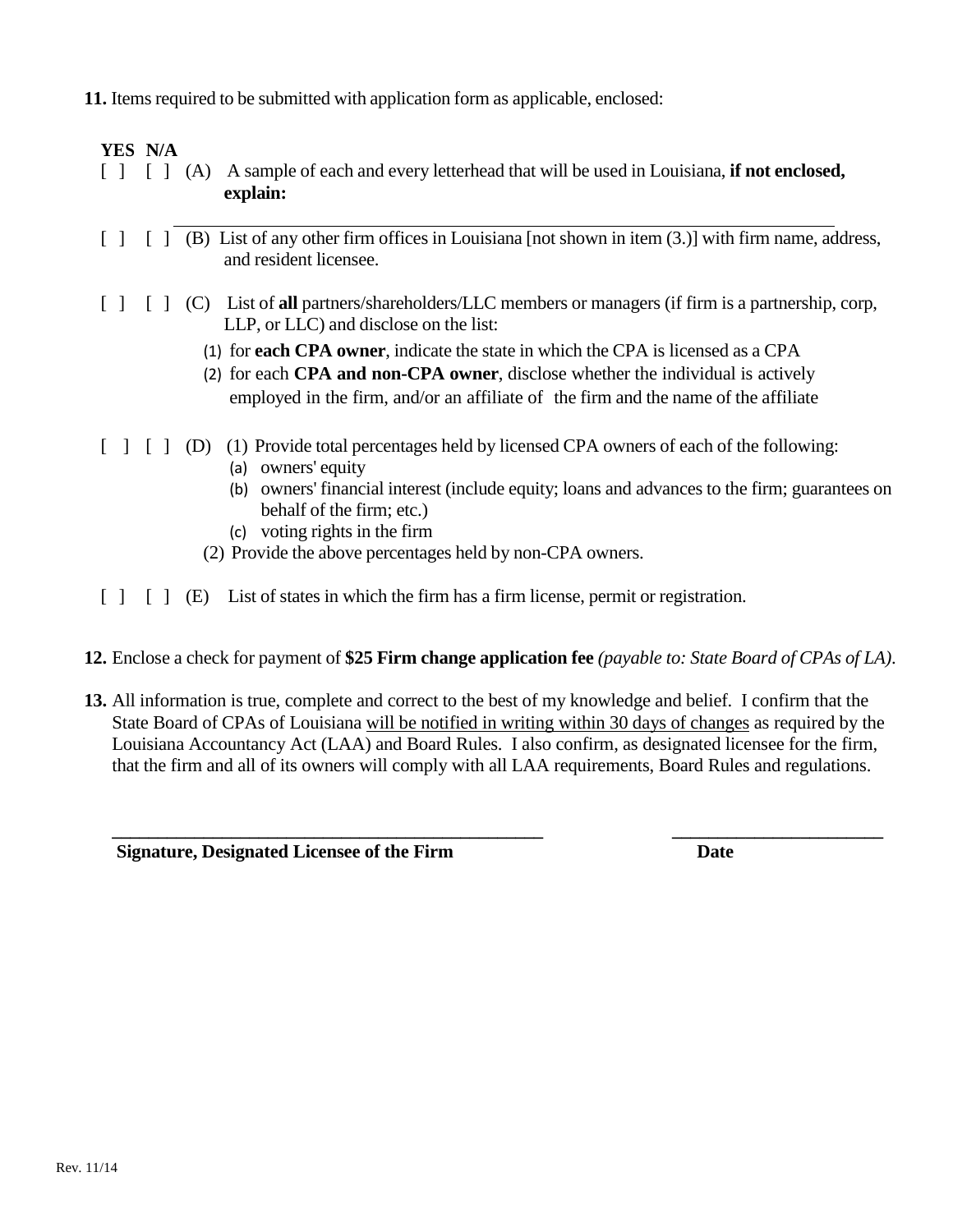**11.** Items required to be submitted with application form as applicable, enclosed:

**YES N/A**

[ ] [ ] (A) A sample of each and every letterhead that will be used in Louisiana, **if not enclosed, explain:**

\_\_\_\_\_\_\_\_\_\_\_\_\_\_\_\_\_\_\_\_\_\_\_\_\_\_\_\_\_\_\_\_\_\_\_\_\_\_\_\_\_\_\_\_\_\_\_\_\_\_\_\_\_\_\_\_\_\_\_\_\_\_\_\_\_\_\_\_\_\_\_\_

[ ] [ ] (B) List of any other firm offices in Louisiana [not shown in item (3.)] with firm name, address, and resident licensee.

[ ] [ ] (C) List of **all** partners/shareholders/LLC members or managers (if firm is a partnership, corp, LLP, or LLC) and disclose on the list:

- (1) for **each CPA owner**, indicate the state in which the CPA is licensed as a CPA
- (2) for each **CPA and non-CPA owner**, disclose whether the individual is actively employed in the firm, and/or an affiliate of the firm and the name of the affiliate

[ ] [ ] (D) (1) Provide total percentages held by licensed CPA owners of each of the following:

- (a) owners' equity
- (b) owners' financial interest (include equity; loans and advances to the firm; guarantees on behalf of the firm; etc.)
- (c) voting rights in the firm

(2) Provide the above percentages held by non-CPA owners.

[ ] [ ] (E) List of states in which the firm has a firm license, permit or registration.

**12.** Enclose a check for payment of **$25 Firm change application fee** *(payable to: State Board of CPAs of LA)*.

**13.** All information is true, complete and correct to the best of my knowledge and belief. I confirm that the State Board of CPAs of Louisiana will be notified in writing within 30 days of changes as required by the Louisiana Accountancy Act (LAA) and Board Rules. I also confirm, as designated licensee for the firm, that the firm and all of its owners will comply with all LAA requirements, Board Rules and regulations.

\_\_\_\_\_\_\_\_\_\_\_\_\_\_\_\_\_\_\_\_\_\_\_\_\_\_\_\_\_\_\_\_\_\_\_\_\_\_\_\_\_\_\_\_ \_\_\_\_\_\_\_\_\_\_\_\_\_\_\_\_\_\_\_\_\_\_

**Signature, Designated Licensee of the Firm** **Date**

Rev. 11/14